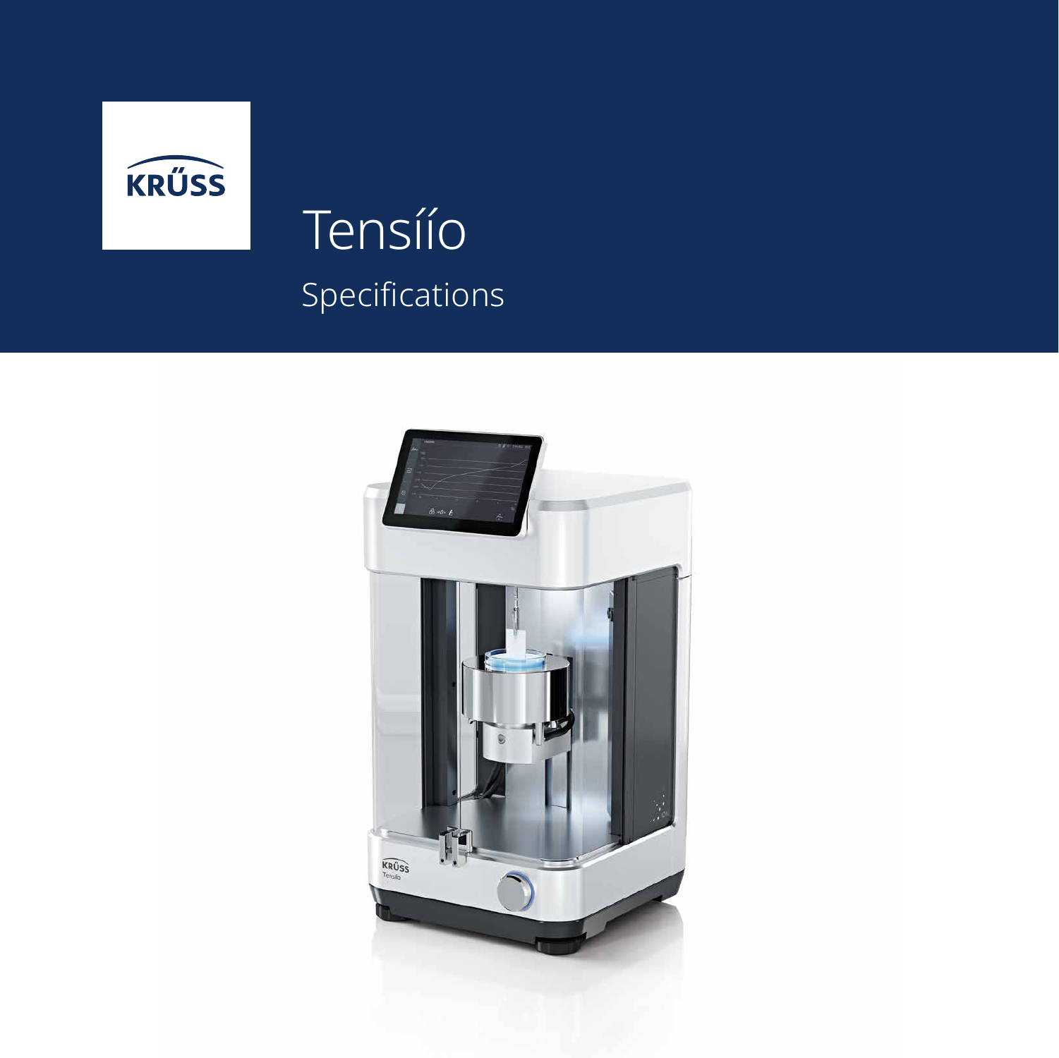KRÜSS

# Tensíío

## Specifications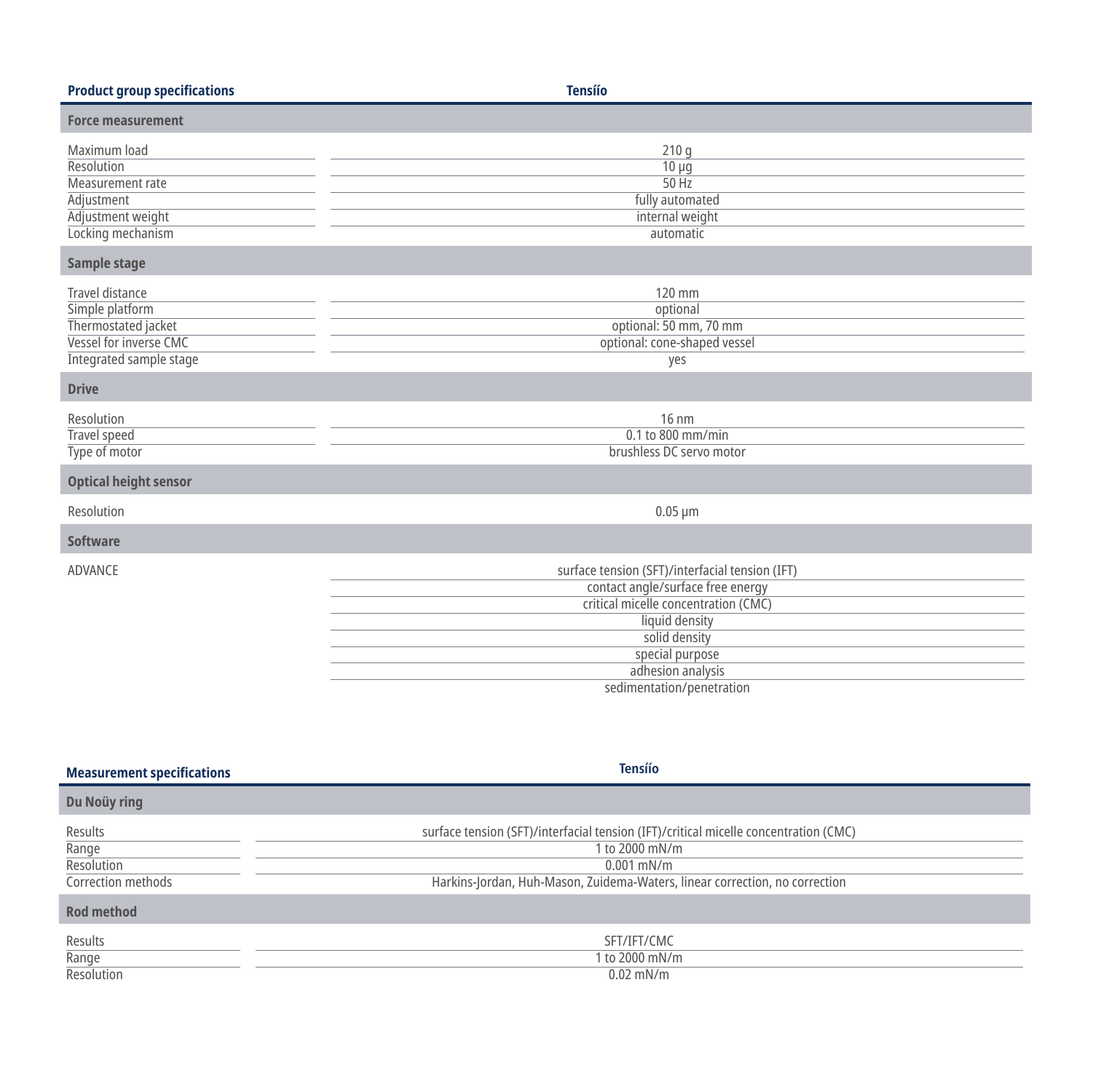| Product group specifications | Tensiío |
| --- | --- |
| **Force measurement** | |
| Maximum load | 210 g |
| Resolution | 10 µg |
| Measurement rate | 50 Hz |
| Adjustment | fully automated |
| Adjustment weight | internal weight |
| Locking mechanism | automatic |
| **Sample stage** | |
| Travel distance | 120 mm |
| Simple platform | optional |
| Thermostated jacket | optional: 50 mm, 70 mm |
| Vessel for inverse CMC | optional: cone-shaped vessel |
| Integrated sample stage | yes |
| **Drive** | |
| Resolution | 16 nm |
| Travel speed | 0.1 to 800 mm/min |
| Type of motor | brushless DC servo motor |
| **Optical height sensor** | |
| Resolution | 0.05 µm |
| **Software** | |
| ADVANCE | surface tension (SFT)/interfacial tension (IFT) |
| | contact angle/surface free energy |
| | critical micelle concentration (CMC) |
| | liquid density |
| | solid density |
| | special purpose |
| | adhesion analysis |
| | sedimentation/penetration |

| Measurement specifications | Tensiío |
| --- | --- |
| **Du Noüy ring** | |
| Results | surface tension (SFT)/interfacial tension (IFT)/critical micelle concentration (CMC) |
| Range | 1 to 2000 mN/m |
| Resolution | 0.001 mN/m |
| Correction methods | Harkins-Jordan, Huh-Mason, Zuidema-Waters, linear correction, no correction |
| **Rod method** | |
| Results | SFT/IFT/CMC |
| Range | 1 to 2000 mN/m |
| Resolution | 0.02 mN/m |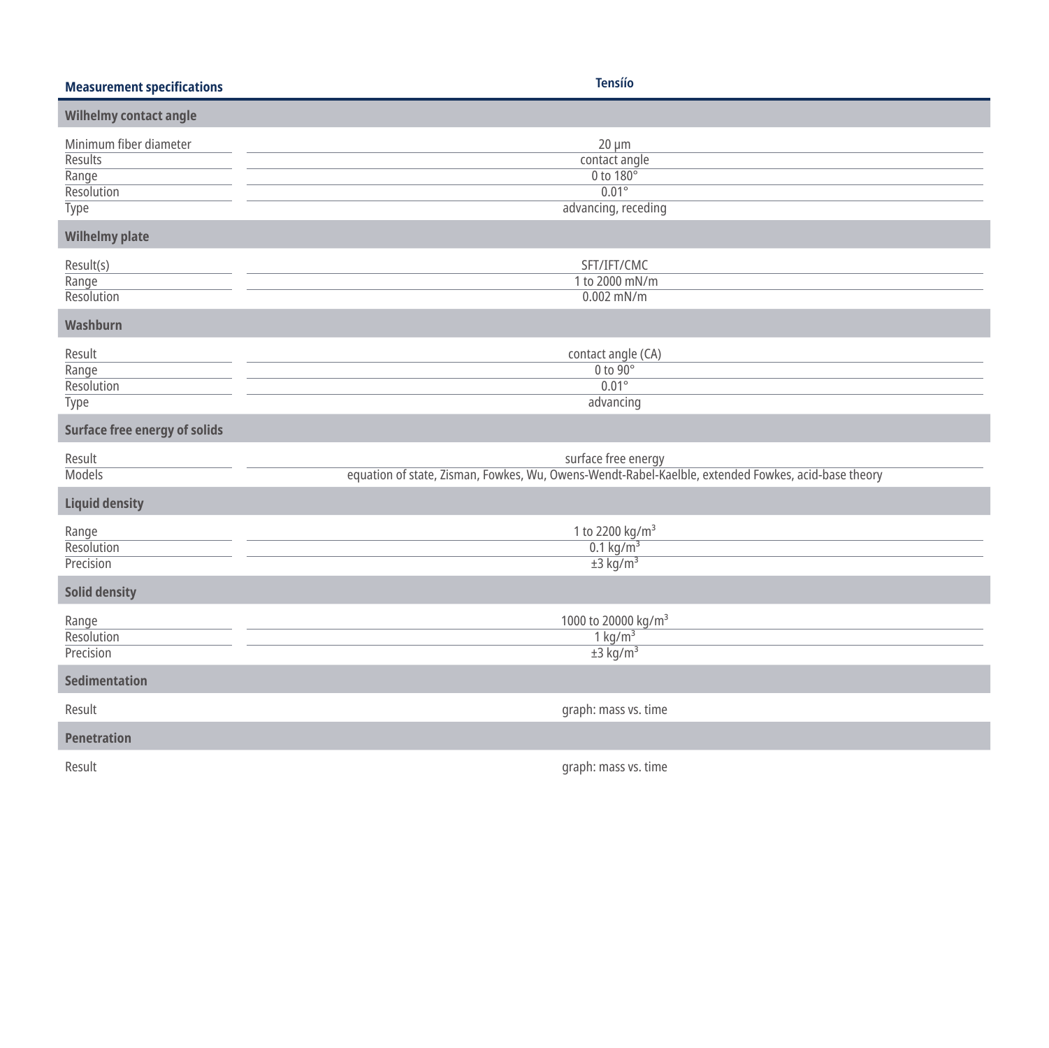| Measurement specifications | Tensíío |
|---|---|
| **Wilhelmy contact angle** | |
| Minimum fiber diameter | 20 µm |
| Results | contact angle |
| Range | 0 to 180° |
| Resolution | 0.01° |
| Type | advancing, receding |
| **Wilhelmy plate** | |
| Result(s) | SFT/IFT/CMC |
| Range | 1 to 2000 mN/m |
| Resolution | 0.002 mN/m |
| **Washburn** | |
| Result | contact angle (CA) |
| Range | 0 to 90° |
| Resolution | 0.01° |
| Type | advancing |
| **Surface free energy of solids** | |
| Result | surface free energy |
| Models | equation of state, Zisman, Fowkes, Wu, Owens-Wendt-Rabel-Kaelble, extended Fowkes, acid-base theory |
| **Liquid density** | |
| Range | 1 to 2200 $kg/m^3$ |
| Resolution | 0.1 $kg/m^3$ |
| Precision | ±3 $kg/m^3$ |
| **Solid density** | |
| Range | 1000 to 20000 $kg/m^3$ |
| Resolution | 1 $kg/m^3$ |
| Precision | ±3 $kg/m^3$ |
| **Sedimentation** | |
| Result | graph: mass vs. time |
| **Penetration** | |
| Result | graph: mass vs. time |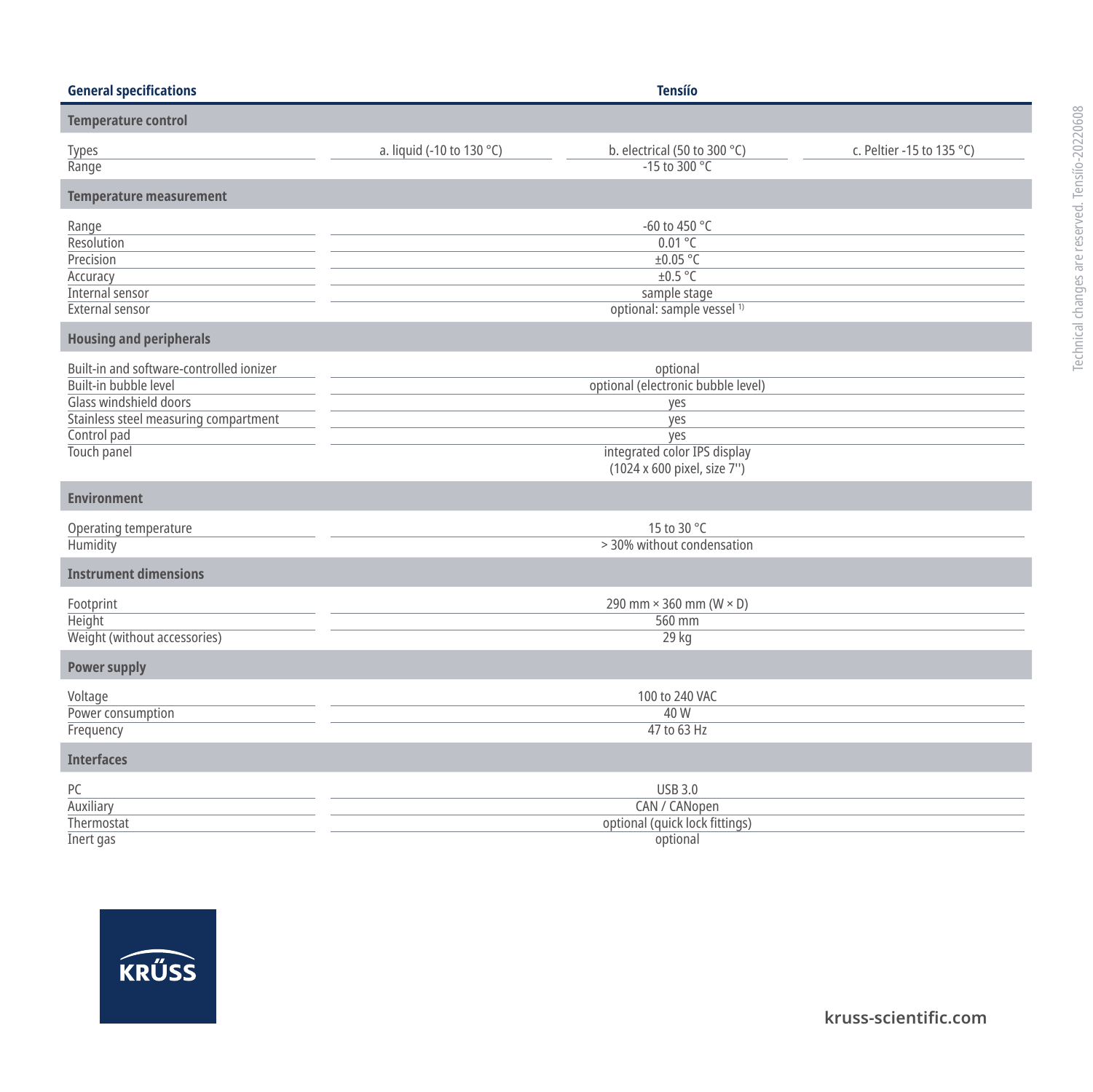| General specifications | Tensíío | | |
|---|---|---|---|
| **Temperature control** | | | |
| Types | a. liquid (-10 to 130 °C) | b. electrical (50 to 300 °C) | c. Peltier -15 to 135 °C) |
| Range | | -15 to 300 °C | |
| **Temperature measurement** | | | |
| Range | | -60 to 450 °C | |
| Resolution | | 0.01 °C | |
| Precision | | ±0.05 °C | |
| Accuracy | | ±0.5 °C | |
| Internal sensor | | sample stage | |
| External sensor | | optional: sample vessel [1)] | |
| **Housing and peripherals** | | | |
| Built-in and software-controlled ionizer | | optional | |
| Built-in bubble level | | optional (electronic bubble level) | |
| Glass windshield doors | | yes | |
| Stainless steel measuring compartment | | yes | |
| Control pad | | yes | |
| Touch panel | | integrated color IPS display (1024 x 600 pixel, size 7'') | |
| **Environment** | | | |
| Operating temperature | | 15 to 30 °C | |
| Humidity | | > 30% without condensation | |
| **Instrument dimensions** | | | |
| Footprint | | 290 mm × 360 mm (W × D) | |
| Height | | 560 mm | |
| Weight (without accessories) | | 29 kg | |
| **Power supply** | | | |
| Voltage | | 100 to 240 VAC | |
| Power consumption | | 40 W | |
| Frequency | | 47 to 63 Hz | |
| **Interfaces** | | | |
| PC | | USB 3.0 | |
| Auxiliary | | CAN / CANopen | |
| Thermostat | | optional (quick lock fittings) | |
| Inert gas | | optional | |

Technical changes are reserved. Tensíío-20220608

KRÜSS

kruss-scientific.com